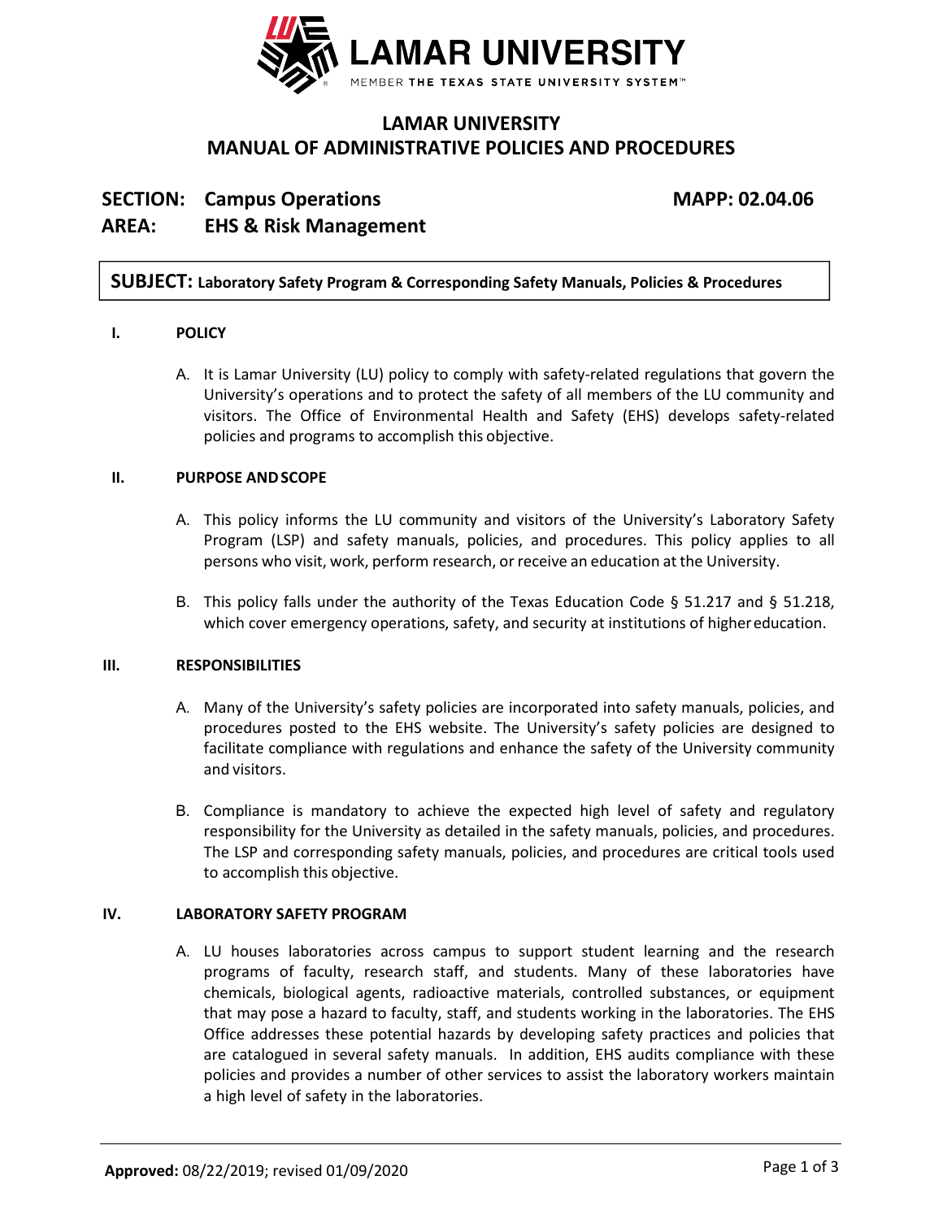# LAMAR UNIVERSITY
# MANUAL OF ADMINISTRATIVE POLICIES AND PROCEDURES

**SECTION: Campus Operations** **MAPP: 02.04.06**
**AREA: EHS & Risk Management**

**SUBJECT: Laboratory Safety Program & Corresponding Safety Manuals, Policies & Procedures**

## I. POLICY

A. It is Lamar University (LU) policy to comply with safety-related regulations that govern the University's operations and to protect the safety of all members of the LU community and visitors. The Office of Environmental Health and Safety (EHS) develops safety-related policies and programs to accomplish this objective.

## II. PURPOSE AND SCOPE

A. This policy informs the LU community and visitors of the University's Laboratory Safety Program (LSP) and safety manuals, policies, and procedures. This policy applies to all persons who visit, work, perform research, or receive an education at the University.

B. This policy falls under the authority of the Texas Education Code § 51.217 and § 51.218, which cover emergency operations, safety, and security at institutions of higher education.

## III. RESPONSIBILITIES

A. Many of the University's safety policies are incorporated into safety manuals, policies, and procedures posted to the EHS website. The University's safety policies are designed to facilitate compliance with regulations and enhance the safety of the University community and visitors.

B. Compliance is mandatory to achieve the expected high level of safety and regulatory responsibility for the University as detailed in the safety manuals, policies, and procedures. The LSP and corresponding safety manuals, policies, and procedures are critical tools used to accomplish this objective.

## IV. LABORATORY SAFETY PROGRAM

A. LU houses laboratories across campus to support student learning and the research programs of faculty, research staff, and students. Many of these laboratories have chemicals, biological agents, radioactive materials, controlled substances, or equipment that may pose a hazard to faculty, staff, and students working in the laboratories. The EHS Office addresses these potential hazards by developing safety practices and policies that are catalogued in several safety manuals. In addition, EHS audits compliance with these policies and provides a number of other services to assist the laboratory workers maintain a high level of safety in the laboratories.

**Approved:** 08/22/2019; revised 01/09/2020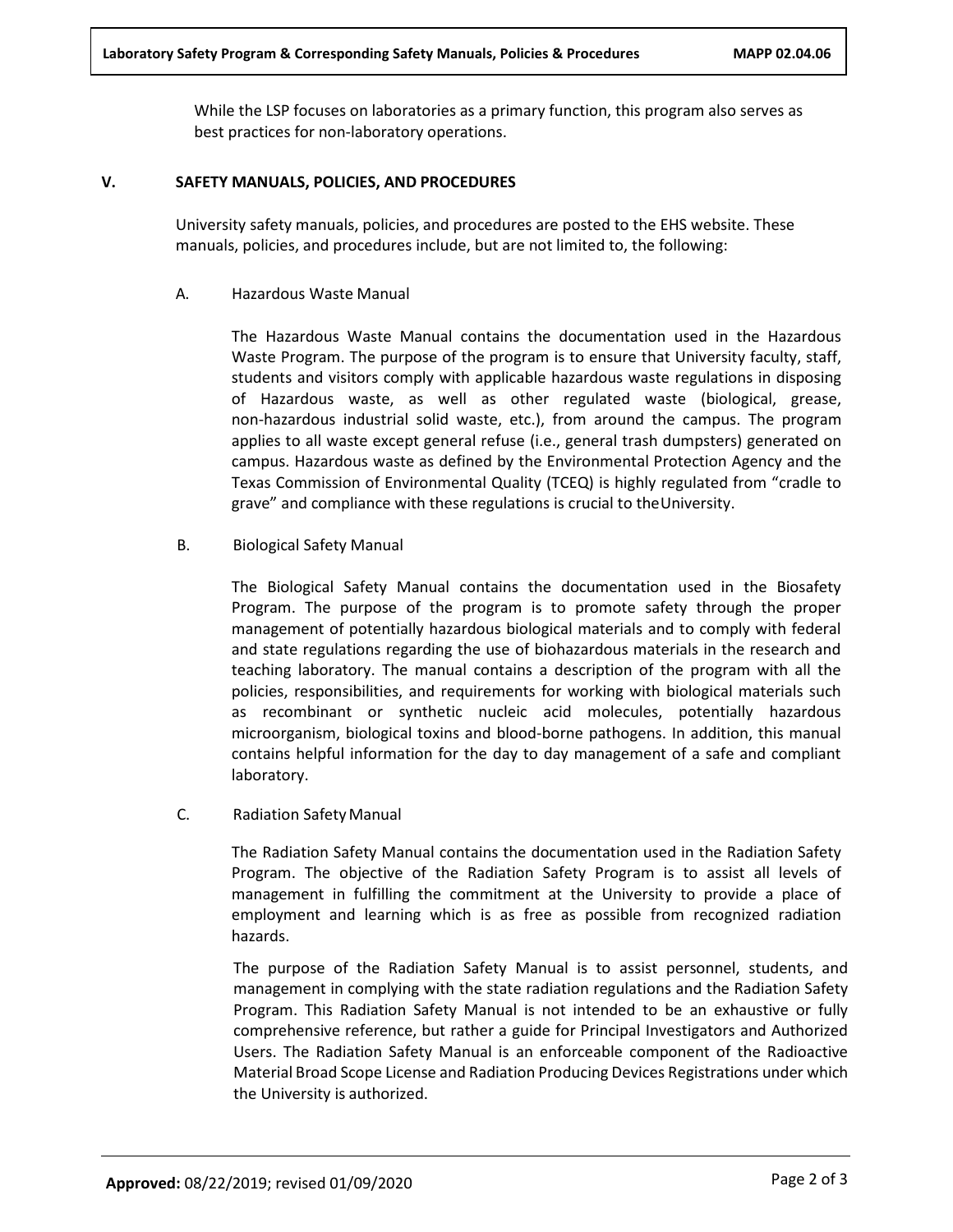While the LSP focuses on laboratories as a primary function, this program also serves as best practices for non-laboratory operations.

## V. SAFETY MANUALS, POLICIES, AND PROCEDURES

University safety manuals, policies, and procedures are posted to the EHS website. These manuals, policies, and procedures include, but are not limited to, the following:

### A. Hazardous Waste Manual

The Hazardous Waste Manual contains the documentation used in the Hazardous Waste Program. The purpose of the program is to ensure that University faculty, staff, students and visitors comply with applicable hazardous waste regulations in disposing of Hazardous waste, as well as other regulated waste (biological, grease, non-hazardous industrial solid waste, etc.), from around the campus. The program applies to all waste except general refuse (i.e., general trash dumpsters) generated on campus. Hazardous waste as defined by the Environmental Protection Agency and the Texas Commission of Environmental Quality (TCEQ) is highly regulated from "cradle to grave" and compliance with these regulations is crucial to the University.

### B. Biological Safety Manual

The Biological Safety Manual contains the documentation used in the Biosafety Program. The purpose of the program is to promote safety through the proper management of potentially hazardous biological materials and to comply with federal and state regulations regarding the use of biohazardous materials in the research and teaching laboratory. The manual contains a description of the program with all the policies, responsibilities, and requirements for working with biological materials such as recombinant or synthetic nucleic acid molecules, potentially hazardous microorganism, biological toxins and blood-borne pathogens. In addition, this manual contains helpful information for the day to day management of a safe and compliant laboratory.

### C. Radiation Safety Manual

The Radiation Safety Manual contains the documentation used in the Radiation Safety Program. The objective of the Radiation Safety Program is to assist all levels of management in fulfilling the commitment at the University to provide a place of employment and learning which is as free as possible from recognized radiation hazards.

The purpose of the Radiation Safety Manual is to assist personnel, students, and management in complying with the state radiation regulations and the Radiation Safety Program. This Radiation Safety Manual is not intended to be an exhaustive or fully comprehensive reference, but rather a guide for Principal Investigators and Authorized Users. The Radiation Safety Manual is an enforceable component of the Radioactive Material Broad Scope License and Radiation Producing Devices Registrations under which the University is authorized.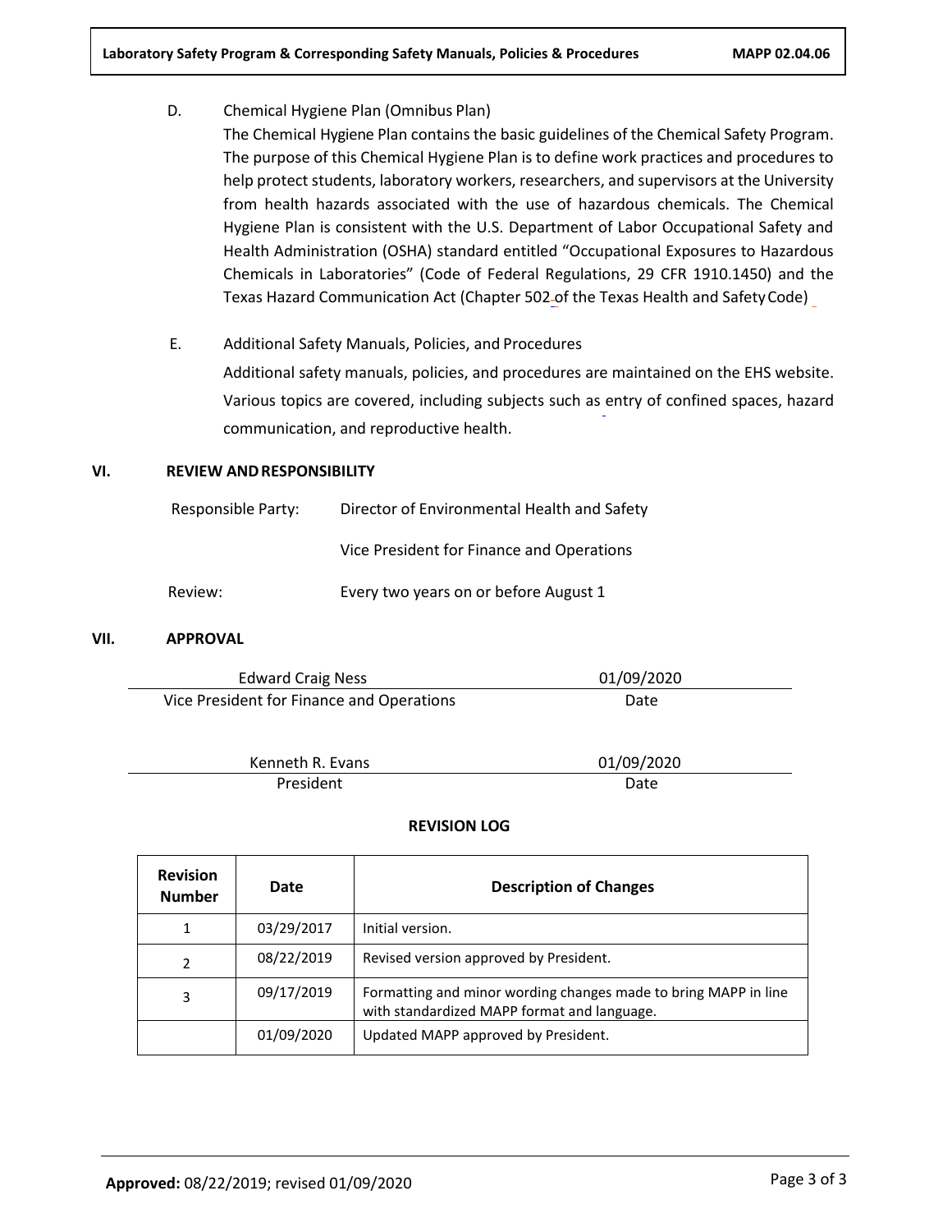D. Chemical Hygiene Plan (Omnibus Plan)

The Chemical Hygiene Plan contains the basic guidelines of the Chemical Safety Program. The purpose of this Chemical Hygiene Plan is to define work practices and procedures to help protect students, laboratory workers, researchers, and supervisors at the University from health hazards associated with the use of hazardous chemicals. The Chemical Hygiene Plan is consistent with the U.S. Department of Labor Occupational Safety and Health Administration (OSHA) standard entitled "Occupational Exposures to Hazardous Chemicals in Laboratories" (Code of Federal Regulations, 29 CFR 1910.1450) and the Texas Hazard Communication Act (Chapter 502 of the Texas Health and Safety Code)

E. Additional Safety Manuals, Policies, and Procedures

Additional safety manuals, policies, and procedures are maintained on the EHS website. Various topics are covered, including subjects such as entry of confined spaces, hazard communication, and reproductive health.

## VI. REVIEW AND RESPONSIBILITY

Responsible Party: Director of Environmental Health and Safety

Vice President for Finance and Operations

Review: Every two years on or before August 1

## VII. APPROVAL

Edward Craig Ness — 01/09/2020

Vice President for Finance and Operations — Date

Kenneth R. Evans — 01/09/2020

President — Date

**REVISION LOG**

| Revision Number | Date | Description of Changes |
| --- | --- | --- |
| 1 | 03/29/2017 | Initial version. |
| 2 | 08/22/2019 | Revised version approved by President. |
| 3 | 09/17/2019 | Formatting and minor wording changes made to bring MAPP in line with standardized MAPP format and language. |
| | 01/09/2020 | Updated MAPP approved by President. |

**Approved:** 08/22/2019; revised 01/09/2020